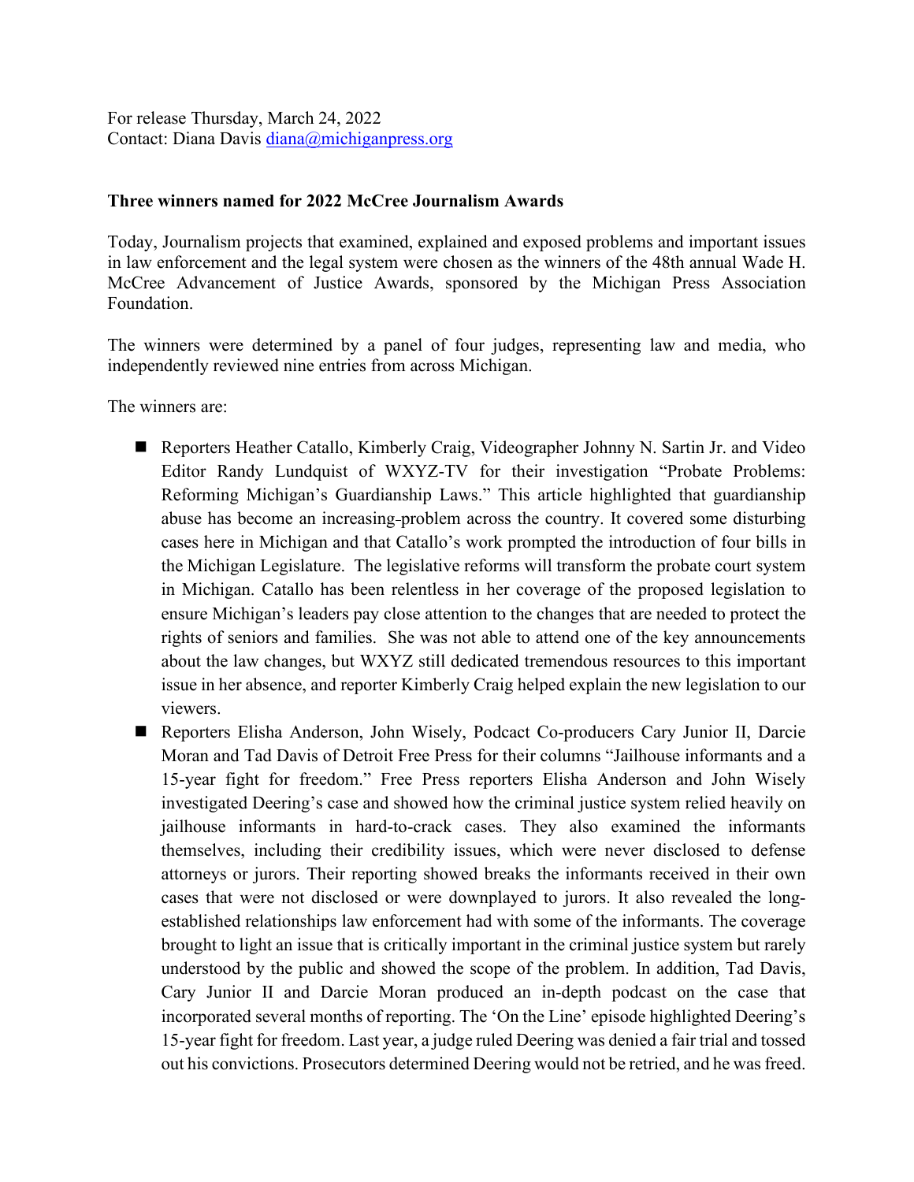For release Thursday, March 24, 2022
Contact: Diana Davis diana@michiganpress.org

**Three winners named for 2022 McCree Journalism Awards**

Today, Journalism projects that examined, explained and exposed problems and important issues in law enforcement and the legal system were chosen as the winners of the 48th annual Wade H. McCree Advancement of Justice Awards, sponsored by the Michigan Press Association Foundation.

The winners were determined by a panel of four judges, representing law and media, who independently reviewed nine entries from across Michigan.

The winners are:

- Reporters Heather Catallo, Kimberly Craig, Videographer Johnny N. Sartin Jr. and Video Editor Randy Lundquist of WXYZ-TV for their investigation "Probate Problems: Reforming Michigan's Guardianship Laws." This article highlighted that guardianship abuse has become an increasing problem across the country. It covered some disturbing cases here in Michigan and that Catallo's work prompted the introduction of four bills in the Michigan Legislature. The legislative reforms will transform the probate court system in Michigan. Catallo has been relentless in her coverage of the proposed legislation to ensure Michigan's leaders pay close attention to the changes that are needed to protect the rights of seniors and families. She was not able to attend one of the key announcements about the law changes, but WXYZ still dedicated tremendous resources to this important issue in her absence, and reporter Kimberly Craig helped explain the new legislation to our viewers.
- Reporters Elisha Anderson, John Wisely, Podcast Co-producers Cary Junior II, Darcie Moran and Tad Davis of Detroit Free Press for their columns "Jailhouse informants and a 15-year fight for freedom." Free Press reporters Elisha Anderson and John Wisely investigated Deering's case and showed how the criminal justice system relied heavily on jailhouse informants in hard-to-crack cases. They also examined the informants themselves, including their credibility issues, which were never disclosed to defense attorneys or jurors. Their reporting showed breaks the informants received in their own cases that were not disclosed or were downplayed to jurors. It also revealed the long-established relationships law enforcement had with some of the informants. The coverage brought to light an issue that is critically important in the criminal justice system but rarely understood by the public and showed the scope of the problem. In addition, Tad Davis, Cary Junior II and Darcie Moran produced an in-depth podcast on the case that incorporated several months of reporting. The 'On the Line' episode highlighted Deering's 15-year fight for freedom. Last year, a judge ruled Deering was denied a fair trial and tossed out his convictions. Prosecutors determined Deering would not be retried, and he was freed.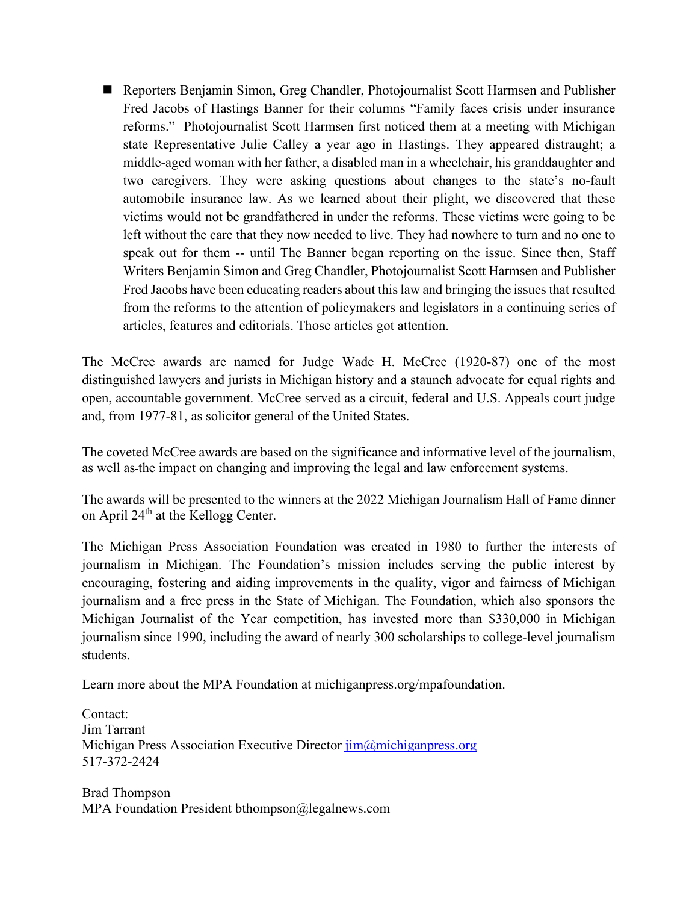- Reporters Benjamin Simon, Greg Chandler, Photojournalist Scott Harmsen and Publisher Fred Jacobs of Hastings Banner for their columns "Family faces crisis under insurance reforms." Photojournalist Scott Harmsen first noticed them at a meeting with Michigan state Representative Julie Calley a year ago in Hastings. They appeared distraught; a middle-aged woman with her father, a disabled man in a wheelchair, his granddaughter and two caregivers. They were asking questions about changes to the state's no-fault automobile insurance law. As we learned about their plight, we discovered that these victims would not be grandfathered in under the reforms. These victims were going to be left without the care that they now needed to live. They had nowhere to turn and no one to speak out for them -- until The Banner began reporting on the issue. Since then, Staff Writers Benjamin Simon and Greg Chandler, Photojournalist Scott Harmsen and Publisher Fred Jacobs have been educating readers about this law and bringing the issues that resulted from the reforms to the attention of policymakers and legislators in a continuing series of articles, features and editorials. Those articles got attention.

The McCree awards are named for Judge Wade H. McCree (1920-87) one of the most distinguished lawyers and jurists in Michigan history and a staunch advocate for equal rights and open, accountable government. McCree served as a circuit, federal and U.S. Appeals court judge and, from 1977-81, as solicitor general of the United States.

The coveted McCree awards are based on the significance and informative level of the journalism, as well as the impact on changing and improving the legal and law enforcement systems.

The awards will be presented to the winners at the 2022 Michigan Journalism Hall of Fame dinner on April 24th at the Kellogg Center.

The Michigan Press Association Foundation was created in 1980 to further the interests of journalism in Michigan. The Foundation's mission includes serving the public interest by encouraging, fostering and aiding improvements in the quality, vigor and fairness of Michigan journalism and a free press in the State of Michigan. The Foundation, which also sponsors the Michigan Journalist of the Year competition, has invested more than $330,000 in Michigan journalism since 1990, including the award of nearly 300 scholarships to college-level journalism students.

Learn more about the MPA Foundation at michiganpress.org/mpafoundation.

Contact:
Jim Tarrant
Michigan Press Association Executive Director jim@michiganpress.org
517-372-2424

Brad Thompson
MPA Foundation President bthompson@legalnews.com